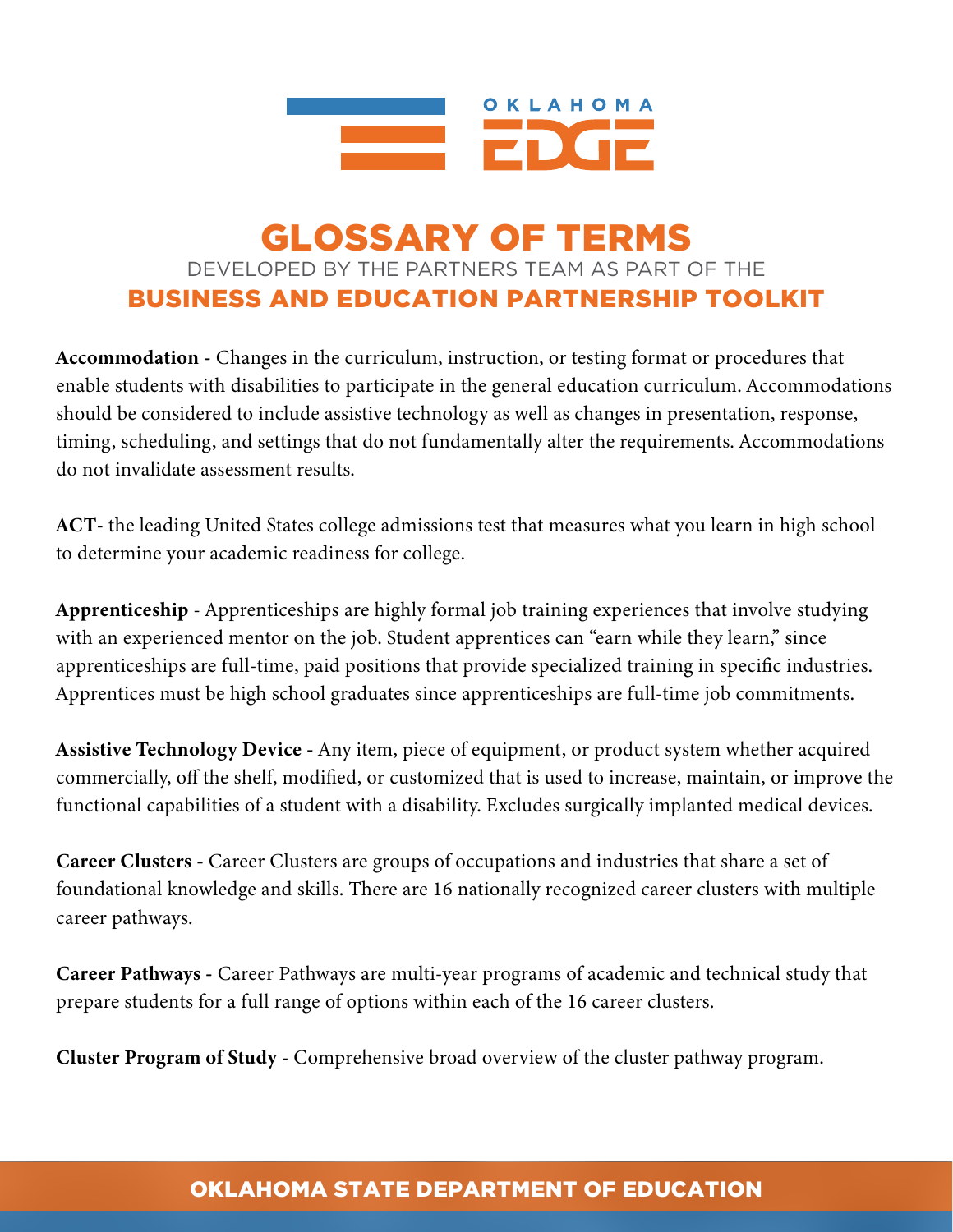OKLAHOMA EDGE

# GLOSSARY OF TERMS

DEVELOPED BY THE PARTNERS TEAM AS PART OF THE

## BUSINESS AND EDUCATION PARTNERSHIP TOOLKIT

**Accommodation** - Changes in the curriculum, instruction, or testing format or procedures that enable students with disabilities to participate in the general education curriculum. Accommodations should be considered to include assistive technology as well as changes in presentation, response, timing, scheduling, and settings that do not fundamentally alter the requirements. Accommodations do not invalidate assessment results.

**ACT**- the leading United States college admissions test that measures what you learn in high school to determine your academic readiness for college.

**Apprenticeship** - Apprenticeships are highly formal job training experiences that involve studying with an experienced mentor on the job. Student apprentices can "earn while they learn," since apprenticeships are full-time, paid positions that provide specialized training in specific industries. Apprentices must be high school graduates since apprenticeships are full-time job commitments.

**Assistive Technology Device** - Any item, piece of equipment, or product system whether acquired commercially, off the shelf, modified, or customized that is used to increase, maintain, or improve the functional capabilities of a student with a disability. Excludes surgically implanted medical devices.

**Career Clusters** - Career Clusters are groups of occupations and industries that share a set of foundational knowledge and skills. There are 16 nationally recognized career clusters with multiple career pathways.

**Career Pathways** - Career Pathways are multi-year programs of academic and technical study that prepare students for a full range of options within each of the 16 career clusters.

**Cluster Program of Study** - Comprehensive broad overview of the cluster pathway program.

OKLAHOMA STATE DEPARTMENT OF EDUCATION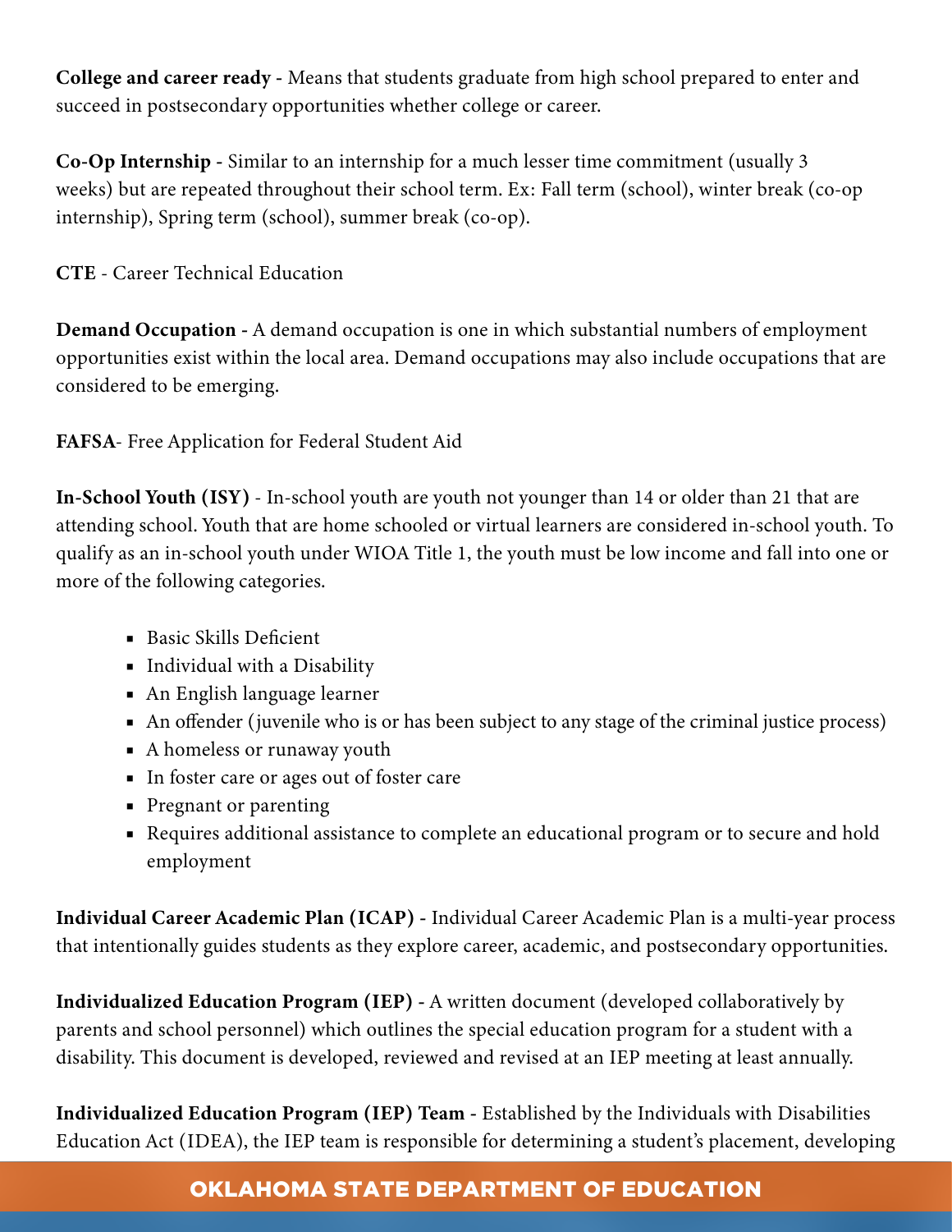**College and career ready** - Means that students graduate from high school prepared to enter and succeed in postsecondary opportunities whether college or career.

**Co-Op Internship** - Similar to an internship for a much lesser time commitment (usually 3 weeks) but are repeated throughout their school term. Ex: Fall term (school), winter break (co-op internship), Spring term (school), summer break (co-op).

**CTE** - Career Technical Education

**Demand Occupation** - A demand occupation is one in which substantial numbers of employment opportunities exist within the local area. Demand occupations may also include occupations that are considered to be emerging.

**FAFSA**- Free Application for Federal Student Aid

**In-School Youth (ISY)** - In-school youth are youth not younger than 14 or older than 21 that are attending school. Youth that are home schooled or virtual learners are considered in-school youth. To qualify as an in-school youth under WIOA Title 1, the youth must be low income and fall into one or more of the following categories.

- Basic Skills Deficient
- Individual with a Disability
- An English language learner
- An offender (juvenile who is or has been subject to any stage of the criminal justice process)
- A homeless or runaway youth
- In foster care or ages out of foster care
- Pregnant or parenting
- Requires additional assistance to complete an educational program or to secure and hold employment

**Individual Career Academic Plan (ICAP)** - Individual Career Academic Plan is a multi-year process that intentionally guides students as they explore career, academic, and postsecondary opportunities.

**Individualized Education Program (IEP)** - A written document (developed collaboratively by parents and school personnel) which outlines the special education program for a student with a disability. This document is developed, reviewed and revised at an IEP meeting at least annually.

**Individualized Education Program (IEP) Team** - Established by the Individuals with Disabilities Education Act (IDEA), the IEP team is responsible for determining a student's placement, developing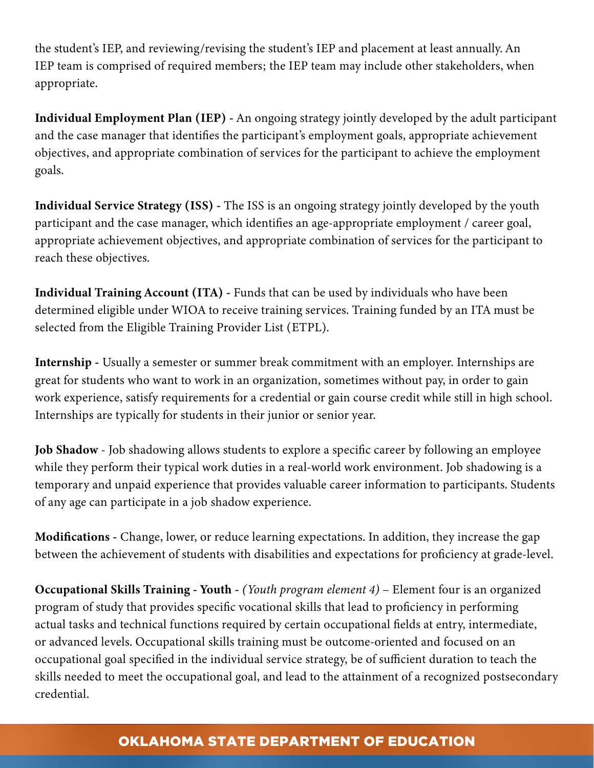the student's IEP, and reviewing/revising the student's IEP and placement at least annually. An IEP team is comprised of required members; the IEP team may include other stakeholders, when appropriate.

**Individual Employment Plan (IEP)** - An ongoing strategy jointly developed by the adult participant and the case manager that identifies the participant's employment goals, appropriate achievement objectives, and appropriate combination of services for the participant to achieve the employment goals.

**Individual Service Strategy (ISS)** - The ISS is an ongoing strategy jointly developed by the youth participant and the case manager, which identifies an age-appropriate employment / career goal, appropriate achievement objectives, and appropriate combination of services for the participant to reach these objectives.

**Individual Training Account (ITA)** - Funds that can be used by individuals who have been determined eligible under WIOA to receive training services. Training funded by an ITA must be selected from the Eligible Training Provider List (ETPL).

**Internship** - Usually a semester or summer break commitment with an employer. Internships are great for students who want to work in an organization, sometimes without pay, in order to gain work experience, satisfy requirements for a credential or gain course credit while still in high school. Internships are typically for students in their junior or senior year.

**Job Shadow** - Job shadowing allows students to explore a specific career by following an employee while they perform their typical work duties in a real-world work environment. Job shadowing is a temporary and unpaid experience that provides valuable career information to participants. Students of any age can participate in a job shadow experience.

**Modifications** - Change, lower, or reduce learning expectations. In addition, they increase the gap between the achievement of students with disabilities and expectations for proficiency at grade-level.

**Occupational Skills Training - Youth** - *(Youth program element 4)* – Element four is an organized program of study that provides specific vocational skills that lead to proficiency in performing actual tasks and technical functions required by certain occupational fields at entry, intermediate, or advanced levels. Occupational skills training must be outcome-oriented and focused on an occupational goal specified in the individual service strategy, be of sufficient duration to teach the skills needed to meet the occupational goal, and lead to the attainment of a recognized postsecondary credential.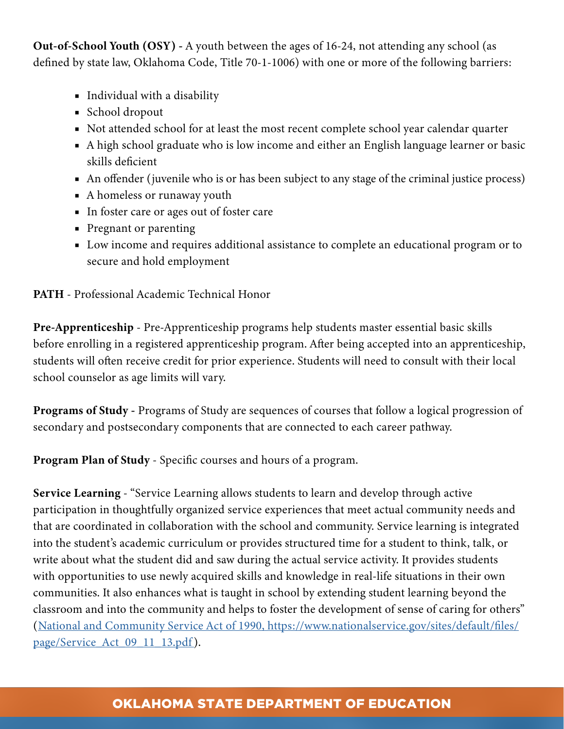**Out-of-School Youth (OSY)** - A youth between the ages of 16-24, not attending any school (as defined by state law, Oklahoma Code, Title 70-1-1006) with one or more of the following barriers:

- Individual with a disability
- School dropout
- Not attended school for at least the most recent complete school year calendar quarter
- A high school graduate who is low income and either an English language learner or basic skills deficient
- An offender (juvenile who is or has been subject to any stage of the criminal justice process)
- A homeless or runaway youth
- In foster care or ages out of foster care
- Pregnant or parenting
- Low income and requires additional assistance to complete an educational program or to secure and hold employment

**PATH** - Professional Academic Technical Honor

**Pre-Apprenticeship** - Pre-Apprenticeship programs help students master essential basic skills before enrolling in a registered apprenticeship program. After being accepted into an apprenticeship, students will often receive credit for prior experience. Students will need to consult with their local school counselor as age limits will vary.

**Programs of Study** - Programs of Study are sequences of courses that follow a logical progression of secondary and postsecondary components that are connected to each career pathway.

**Program Plan of Study** - Specific courses and hours of a program.

**Service Learning** - "Service Learning allows students to learn and develop through active participation in thoughtfully organized service experiences that meet actual community needs and that are coordinated in collaboration with the school and community. Service learning is integrated into the student's academic curriculum or provides structured time for a student to think, talk, or write about what the student did and saw during the actual service activity. It provides students with opportunities to use newly acquired skills and knowledge in real-life situations in their own communities. It also enhances what is taught in school by extending student learning beyond the classroom and into the community and helps to foster the development of sense of caring for others" ([National and Community Service Act of 1990, https://www.nationalservice.gov/sites/default/files/page/Service_Act_09_11_13.pdf](https://www.nationalservice.gov/sites/default/files/page/Service_Act_09_11_13.pdf)).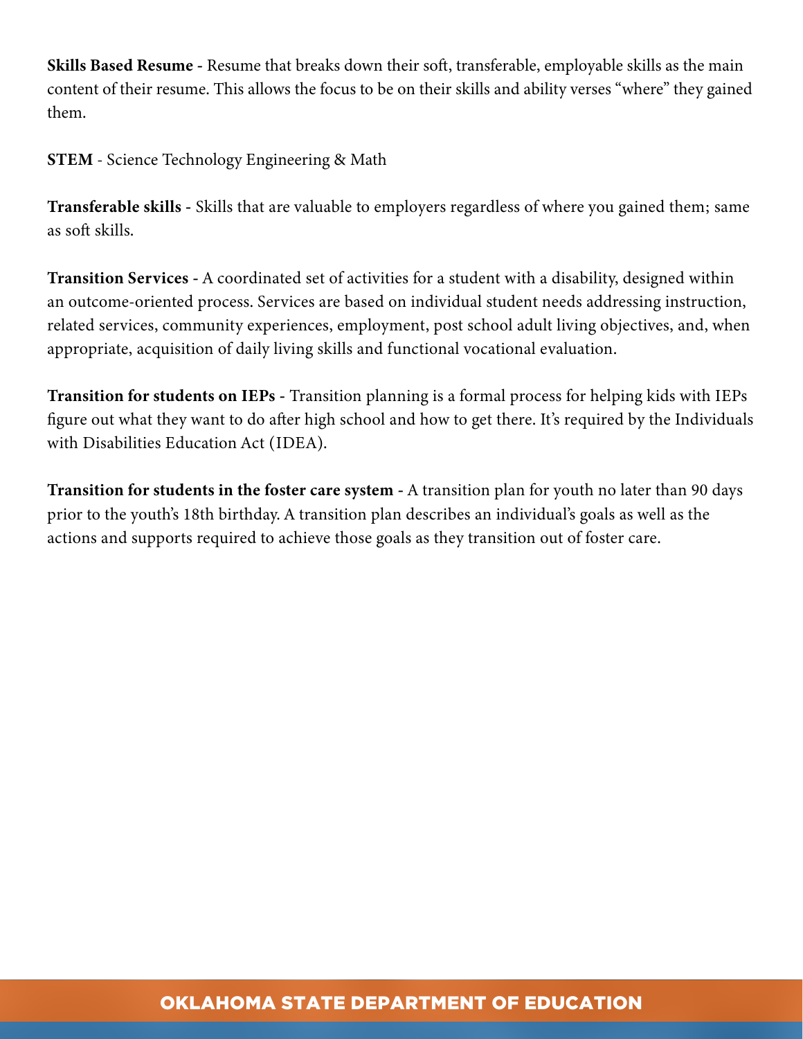**Skills Based Resume** - Resume that breaks down their soft, transferable, employable skills as the main content of their resume. This allows the focus to be on their skills and ability verses "where" they gained them.

**STEM** - Science Technology Engineering & Math

**Transferable skills** - Skills that are valuable to employers regardless of where you gained them; same as soft skills.

**Transition Services** - A coordinated set of activities for a student with a disability, designed within an outcome-oriented process. Services are based on individual student needs addressing instruction, related services, community experiences, employment, post school adult living objectives, and, when appropriate, acquisition of daily living skills and functional vocational evaluation.

**Transition for students on IEPs** - Transition planning is a formal process for helping kids with IEPs figure out what they want to do after high school and how to get there. It's required by the Individuals with Disabilities Education Act (IDEA).

**Transition for students in the foster care system** - A transition plan for youth no later than 90 days prior to the youth's 18th birthday. A transition plan describes an individual's goals as well as the actions and supports required to achieve those goals as they transition out of foster care.